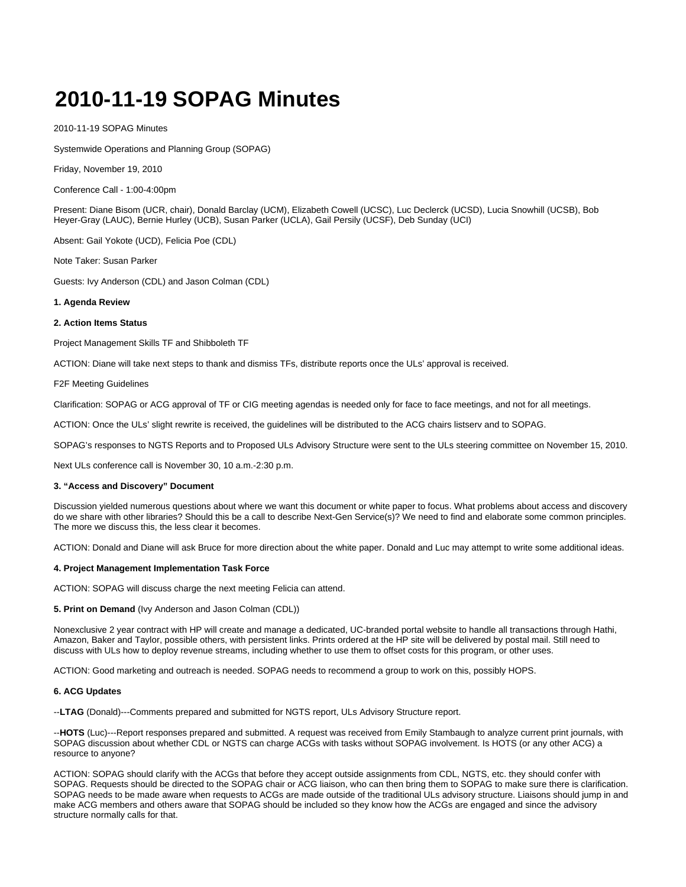# 2010-11-19 SOPAG Minutes

2010-11-19 SOPAG Minutes

Systemwide Operations and Planning Group (SOPAG)

Friday, November 19, 2010

Conference Call - 1:00-4:00pm

Present: Diane Bisom (UCR, chair), Donald Barclay (UCM), Elizabeth Cowell (UCSC), Luc Declerck (UCSD), Lucia Snowhill (UCSB), Bob Heyer-Gray (LAUC), Bernie Hurley (UCB), Susan Parker (UCLA), Gail Persily (UCSF), Deb Sunday (UCI)

Absent: Gail Yokote (UCD), Felicia Poe (CDL)

Note Taker: Susan Parker

Guests: Ivy Anderson (CDL) and Jason Colman (CDL)

**1. Agenda Review**

**2. Action Items Status**

Project Management Skills TF and Shibboleth TF

ACTION: Diane will take next steps to thank and dismiss TFs, distribute reports once the ULs' approval is received.

F2F Meeting Guidelines

Clarification: SOPAG or ACG approval of TF or CIG meeting agendas is needed only for face to face meetings, and not for all meetings.

ACTION: Once the ULs' slight rewrite is received, the guidelines will be distributed to the ACG chairs listserv and to SOPAG.

SOPAG's responses to NGTS Reports and to Proposed ULs Advisory Structure were sent to the ULs steering committee on November 15, 2010.

Next ULs conference call is November 30, 10 a.m.-2:30 p.m.

**3. "Access and Discovery" Document**

Discussion yielded numerous questions about where we want this document or white paper to focus. What problems about access and discovery do we share with other libraries? Should this be a call to describe Next-Gen Service(s)? We need to find and elaborate some common principles. The more we discuss this, the less clear it becomes.

ACTION: Donald and Diane will ask Bruce for more direction about the white paper. Donald and Luc may attempt to write some additional ideas.

**4. Project Management Implementation Task Force**

ACTION: SOPAG will discuss charge the next meeting Felicia can attend.

**5. Print on Demand** (Ivy Anderson and Jason Colman (CDL))

Nonexclusive 2 year contract with HP will create and manage a dedicated, UC-branded portal website to handle all transactions through Hathi, Amazon, Baker and Taylor, possible others, with persistent links. Prints ordered at the HP site will be delivered by postal mail. Still need to discuss with ULs how to deploy revenue streams, including whether to use them to offset costs for this program, or other uses.

ACTION: Good marketing and outreach is needed. SOPAG needs to recommend a group to work on this, possibly HOPS.

**6. ACG Updates**

--**LTAG** (Donald)---Comments prepared and submitted for NGTS report, ULs Advisory Structure report.

--**HOTS** (Luc)---Report responses prepared and submitted. A request was received from Emily Stambaugh to analyze current print journals, with SOPAG discussion about whether CDL or NGTS can charge ACGs with tasks without SOPAG involvement. Is HOTS (or any other ACG) a resource to anyone?

ACTION: SOPAG should clarify with the ACGs that before they accept outside assignments from CDL, NGTS, etc. they should confer with SOPAG. Requests should be directed to the SOPAG chair or ACG liaison, who can then bring them to SOPAG to make sure there is clarification. SOPAG needs to be made aware when requests to ACGs are made outside of the traditional ULs advisory structure. Liaisons should jump in and make ACG members and others aware that SOPAG should be included so they know how the ACGs are engaged and since the advisory structure normally calls for that.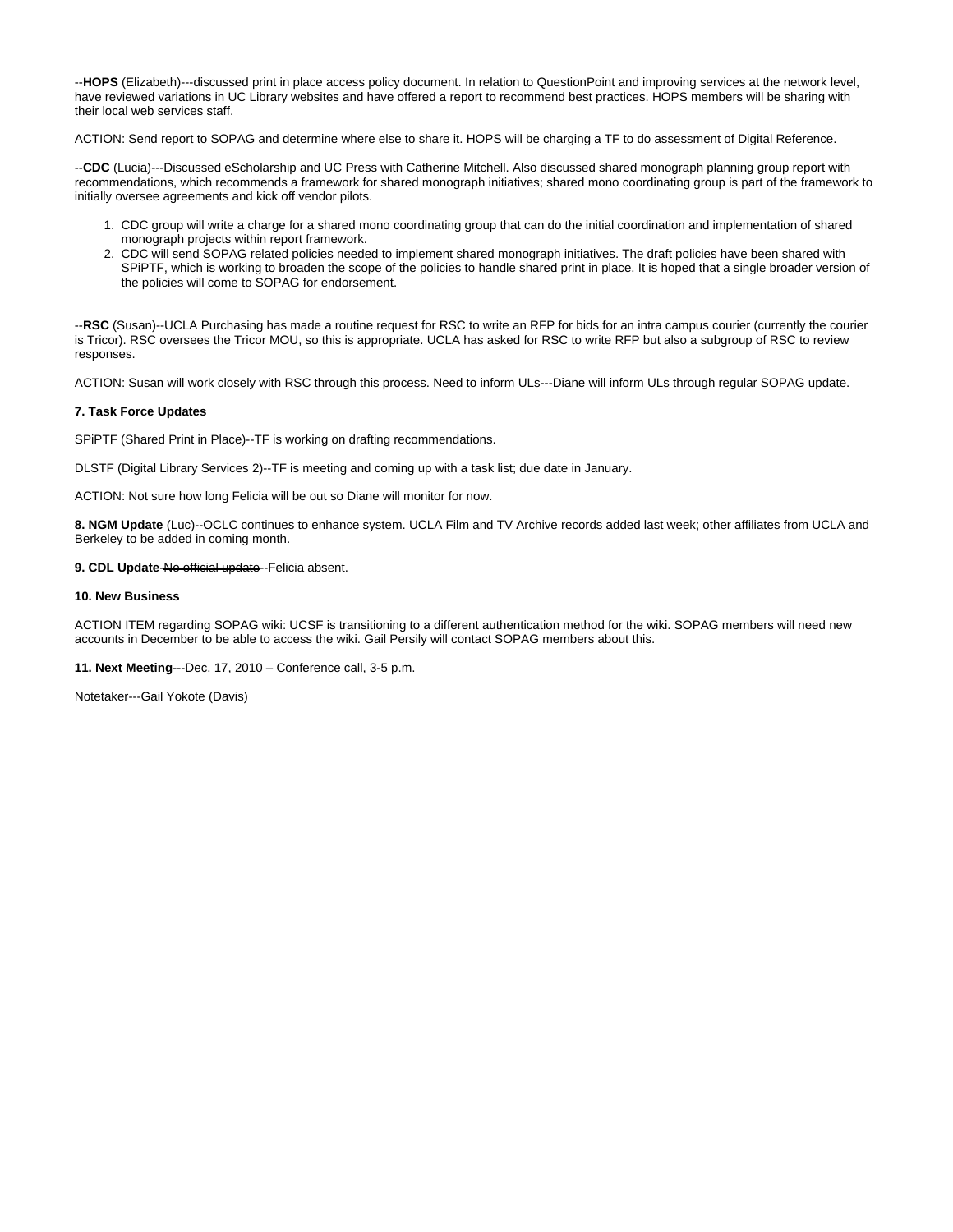--**HOPS** (Elizabeth)---discussed print in place access policy document. In relation to QuestionPoint and improving services at the network level, have reviewed variations in UC Library websites and have offered a report to recommend best practices. HOPS members will be sharing with their local web services staff.

ACTION: Send report to SOPAG and determine where else to share it. HOPS will be charging a TF to do assessment of Digital Reference.

--**CDC** (Lucia)---Discussed eScholarship and UC Press with Catherine Mitchell. Also discussed shared monograph planning group report with recommendations, which recommends a framework for shared monograph initiatives; shared mono coordinating group is part of the framework to initially oversee agreements and kick off vendor pilots.

1. CDC group will write a charge for a shared mono coordinating group that can do the initial coordination and implementation of shared monograph projects within report framework.
2. CDC will send SOPAG related policies needed to implement shared monograph initiatives. The draft policies have been shared with SPiPTF, which is working to broaden the scope of the policies to handle shared print in place. It is hoped that a single broader version of the policies will come to SOPAG for endorsement.

--**RSC** (Susan)--UCLA Purchasing has made a routine request for RSC to write an RFP for bids for an intra campus courier (currently the courier is Tricor). RSC oversees the Tricor MOU, so this is appropriate. UCLA has asked for RSC to write RFP but also a subgroup of RSC to review responses.

ACTION: Susan will work closely with RSC through this process. Need to inform ULs---Diane will inform ULs through regular SOPAG update.

**7. Task Force Updates**

SPiPTF (Shared Print in Place)--TF is working on drafting recommendations.

DLSTF (Digital Library Services 2)--TF is meeting and coming up with a task list; due date in January.

ACTION: Not sure how long Felicia will be out so Diane will monitor for now.

**8. NGM Update** (Luc)--OCLC continues to enhance system. UCLA Film and TV Archive records added last week; other affiliates from UCLA and Berkeley to be added in coming month.

**9. CDL Update**~~-No official update~~--Felicia absent.

**10. New Business**

ACTION ITEM regarding SOPAG wiki: UCSF is transitioning to a different authentication method for the wiki. SOPAG members will need new accounts in December to be able to access the wiki. Gail Persily will contact SOPAG members about this.

**11. Next Meeting**---Dec. 17, 2010 – Conference call, 3-5 p.m.

Notetaker---Gail Yokote (Davis)